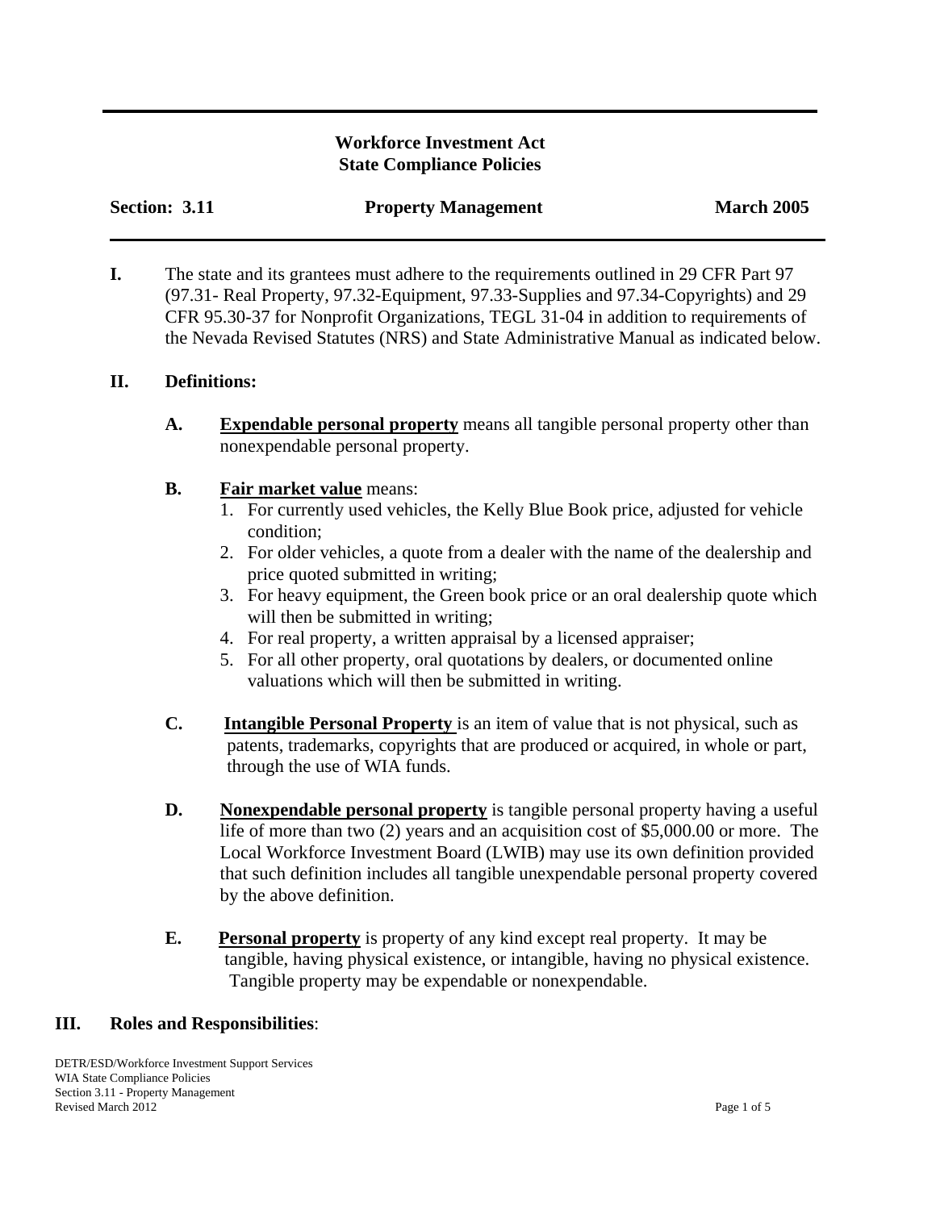**Workforce Investment Act**
**State Compliance Policies**

**Section: 3.11** **Property Management** **March 2005**

**I.** The state and its grantees must adhere to the requirements outlined in 29 CFR Part 97 (97.31- Real Property, 97.32-Equipment, 97.33-Supplies and 97.34-Copyrights) and 29 CFR 95.30-37 for Nonprofit Organizations, TEGL 31-04 in addition to requirements of the Nevada Revised Statutes (NRS) and State Administrative Manual as indicated below.

**II. Definitions:**

**A.** **Expendable personal property** means all tangible personal property other than nonexpendable personal property.

**B.** **Fair market value** means:

1. For currently used vehicles, the Kelly Blue Book price, adjusted for vehicle condition;
2. For older vehicles, a quote from a dealer with the name of the dealership and price quoted submitted in writing;
3. For heavy equipment, the Green book price or an oral dealership quote which will then be submitted in writing;
4. For real property, a written appraisal by a licensed appraiser;
5. For all other property, oral quotations by dealers, or documented online valuations which will then be submitted in writing.

**C.** **Intangible Personal Property** is an item of value that is not physical, such as patents, trademarks, copyrights that are produced or acquired, in whole or part, through the use of WIA funds.

**D.** **Nonexpendable personal property** is tangible personal property having a useful life of more than two (2) years and an acquisition cost of $5,000.00 or more. The Local Workforce Investment Board (LWIB) may use its own definition provided that such definition includes all tangible unexpendable personal property covered by the above definition.

**E.** **Personal property** is property of any kind except real property. It may be tangible, having physical existence, or intangible, having no physical existence. Tangible property may be expendable or nonexpendable.

**III. Roles and Responsibilities**: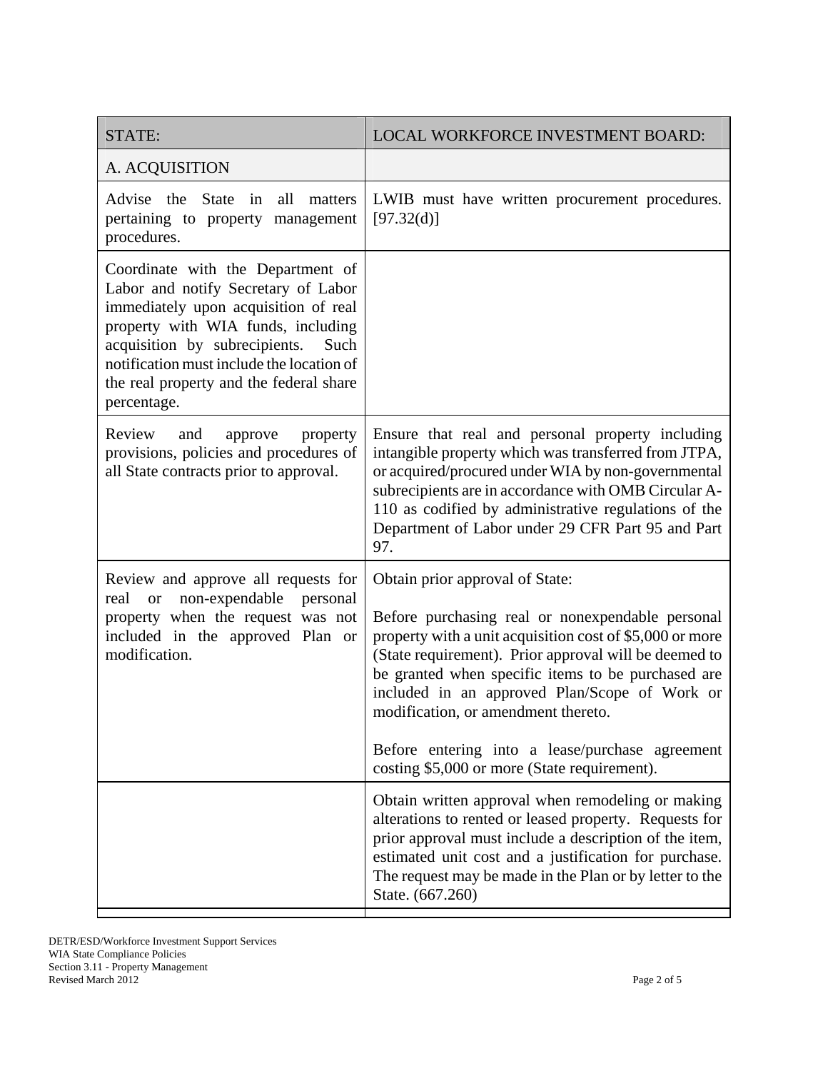| STATE: | LOCAL WORKFORCE INVESTMENT BOARD: |
|---|---|
| A. ACQUISITION | |
| Advise the State in all matters pertaining to property management procedures. | LWIB must have written procurement procedures. [97.32(d)] |
| Coordinate with the Department of Labor and notify Secretary of Labor immediately upon acquisition of real property with WIA funds, including acquisition by subrecipients. Such notification must include the location of the real property and the federal share percentage. | |
| Review and approve property provisions, policies and procedures of all State contracts prior to approval. | Ensure that real and personal property including intangible property which was transferred from JTPA, or acquired/procured under WIA by non-governmental subrecipients are in accordance with OMB Circular A-110 as codified by administrative regulations of the Department of Labor under 29 CFR Part 95 and Part 97. |
| Review and approve all requests for real or non-expendable personal property when the request was not included in the approved Plan or modification. | Obtain prior approval of State:<br><br>Before purchasing real or nonexpendable personal property with a unit acquisition cost of $5,000 or more (State requirement). Prior approval will be deemed to be granted when specific items to be purchased are included in an approved Plan/Scope of Work or modification, or amendment thereto.<br><br>Before entering into a lease/purchase agreement costing $5,000 or more (State requirement). |
| | Obtain written approval when remodeling or making alterations to rented or leased property. Requests for prior approval must include a description of the item, estimated unit cost and a justification for purchase. The request may be made in the Plan or by letter to the State. (667.260) |

DETR/ESD/Workforce Investment Support Services
WIA State Compliance Policies
Section 3.11 - Property Management
Revised March 2012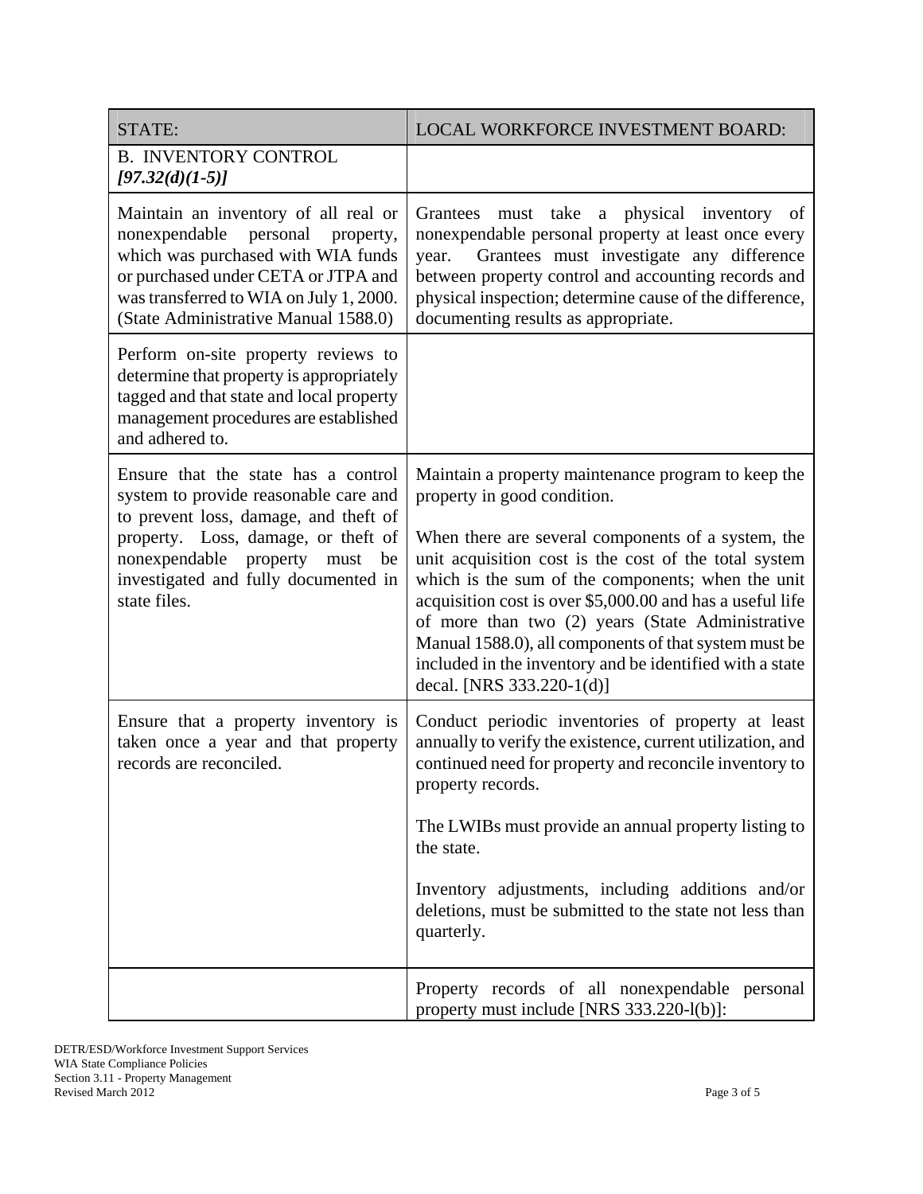| STATE: | LOCAL WORKFORCE INVESTMENT BOARD: |
|---|---|
| B. INVENTORY CONTROL *[97.32(d)(1-5)]* | |
| Maintain an inventory of all real or nonexpendable personal property, which was purchased with WIA funds or purchased under CETA or JTPA and was transferred to WIA on July 1, 2000. (State Administrative Manual 1588.0) | Grantees must take a physical inventory of nonexpendable personal property at least once every year. Grantees must investigate any difference between property control and accounting records and physical inspection; determine cause of the difference, documenting results as appropriate. |
| Perform on-site property reviews to determine that property is appropriately tagged and that state and local property management procedures are established and adhered to. | |
| Ensure that the state has a control system to provide reasonable care and to prevent loss, damage, and theft of property. Loss, damage, or theft of nonexpendable property must be investigated and fully documented in state files. | Maintain a property maintenance program to keep the property in good condition.<br><br>When there are several components of a system, the unit acquisition cost is the cost of the total system which is the sum of the components; when the unit acquisition cost is over $5,000.00 and has a useful life of more than two (2) years (State Administrative Manual 1588.0), all components of that system must be included in the inventory and be identified with a state decal. [NRS 333.220-1(d)] |
| Ensure that a property inventory is taken once a year and that property records are reconciled. | Conduct periodic inventories of property at least annually to verify the existence, current utilization, and continued need for property and reconcile inventory to property records.<br><br>The LWIBs must provide an annual property listing to the state.<br><br>Inventory adjustments, including additions and/or deletions, must be submitted to the state not less than quarterly. |
| | Property records of all nonexpendable personal property must include [NRS 333.220-l(b)]: |

DETR/ESD/Workforce Investment Support Services
WIA State Compliance Policies
Section 3.11 - Property Management
Revised March 2012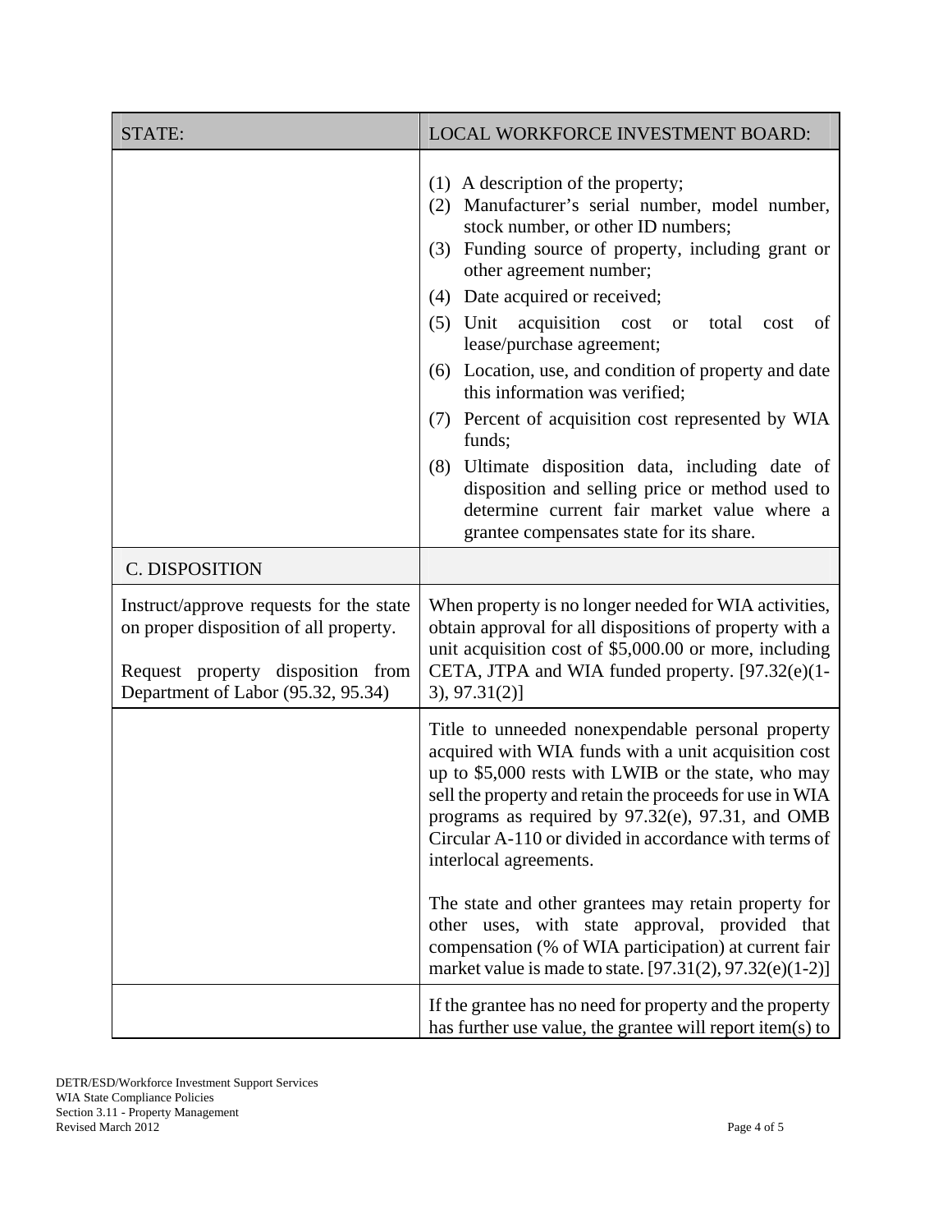| STATE: | LOCAL WORKFORCE INVESTMENT BOARD: |
|---|---|
| | (1) A description of the property;<br>(2) Manufacturer's serial number, model number, stock number, or other ID numbers;<br>(3) Funding source of property, including grant or other agreement number;<br>(4) Date acquired or received;<br>(5) Unit acquisition cost or total cost of lease/purchase agreement;<br>(6) Location, use, and condition of property and date this information was verified;<br>(7) Percent of acquisition cost represented by WIA funds;<br>(8) Ultimate disposition data, including date of disposition and selling price or method used to determine current fair market value where a grantee compensates state for its share. |
| C. DISPOSITION | |
| Instruct/approve requests for the state on proper disposition of all property.<br><br>Request property disposition from Department of Labor (95.32, 95.34) | When property is no longer needed for WIA activities, obtain approval for all dispositions of property with a unit acquisition cost of $5,000.00 or more, including CETA, JTPA and WIA funded property. [97.32(e)(1-3), 97.31(2)] |
| | Title to unneeded nonexpendable personal property acquired with WIA funds with a unit acquisition cost up to $5,000 rests with LWIB or the state, who may sell the property and retain the proceeds for use in WIA programs as required by 97.32(e), 97.31, and OMB Circular A-110 or divided in accordance with terms of interlocal agreements.<br><br>The state and other grantees may retain property for other uses, with state approval, provided that compensation (% of WIA participation) at current fair market value is made to state. [97.31(2), 97.32(e)(1-2)] |
| | If the grantee has no need for property and the property has further use value, the grantee will report item(s) to |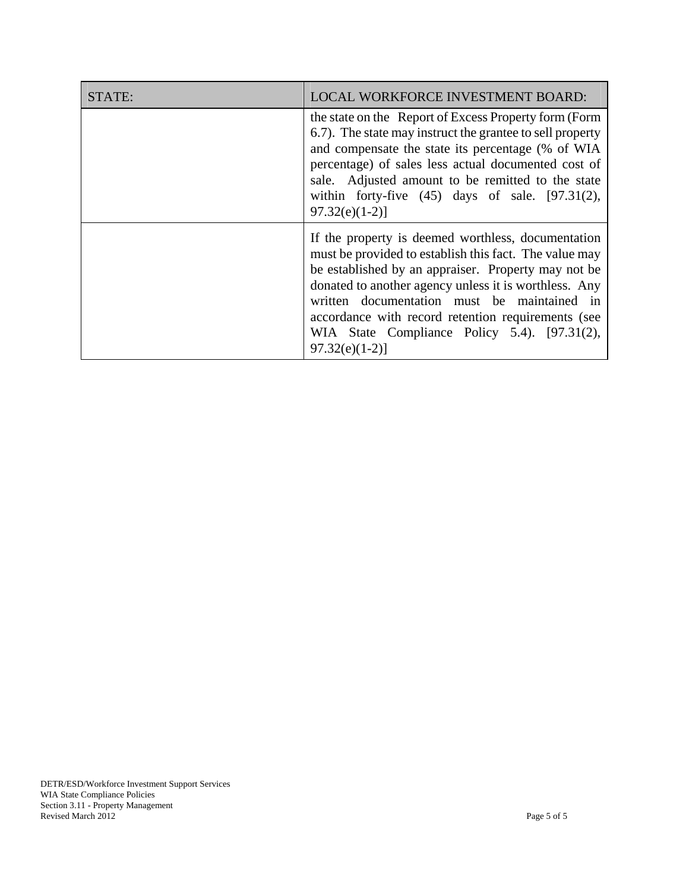| STATE: | LOCAL WORKFORCE INVESTMENT BOARD: |
| --- | --- |
| | the state on the Report of Excess Property form (Form 6.7). The state may instruct the grantee to sell property and compensate the state its percentage (% of WIA percentage) of sales less actual documented cost of sale. Adjusted amount to be remitted to the state within forty-five (45) days of sale. [97.31(2), 97.32(e)(1-2)] |
| | If the property is deemed worthless, documentation must be provided to establish this fact. The value may be established by an appraiser. Property may not be donated to another agency unless it is worthless. Any written documentation must be maintained in accordance with record retention requirements (see WIA State Compliance Policy 5.4). [97.31(2), 97.32(e)(1-2)] |